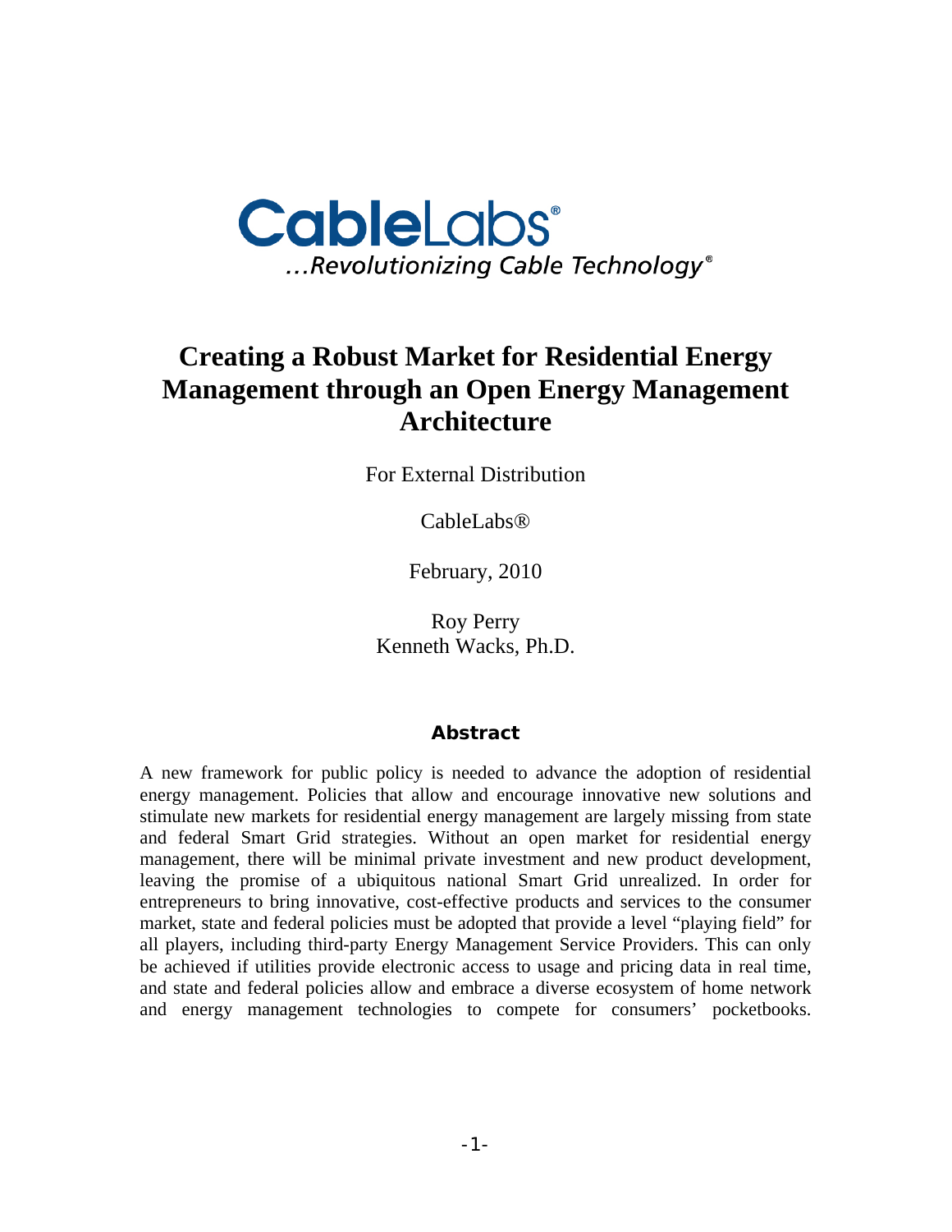CableLabs®

*...Revolutionizing Cable Technology®*

# Creating a Robust Market for Residential Energy Management through an Open Energy Management Architecture

For External Distribution

CableLabs®

February, 2010

Roy Perry
Kenneth Wacks, Ph.D.

## Abstract

A new framework for public policy is needed to advance the adoption of residential energy management. Policies that allow and encourage innovative new solutions and stimulate new markets for residential energy management are largely missing from state and federal Smart Grid strategies. Without an open market for residential energy management, there will be minimal private investment and new product development, leaving the promise of a ubiquitous national Smart Grid unrealized. In order for entrepreneurs to bring innovative, cost-effective products and services to the consumer market, state and federal policies must be adopted that provide a level "playing field" for all players, including third-party Energy Management Service Providers. This can only be achieved if utilities provide electronic access to usage and pricing data in real time, and state and federal policies allow and embrace a diverse ecosystem of home network and energy management technologies to compete for consumers' pocketbooks.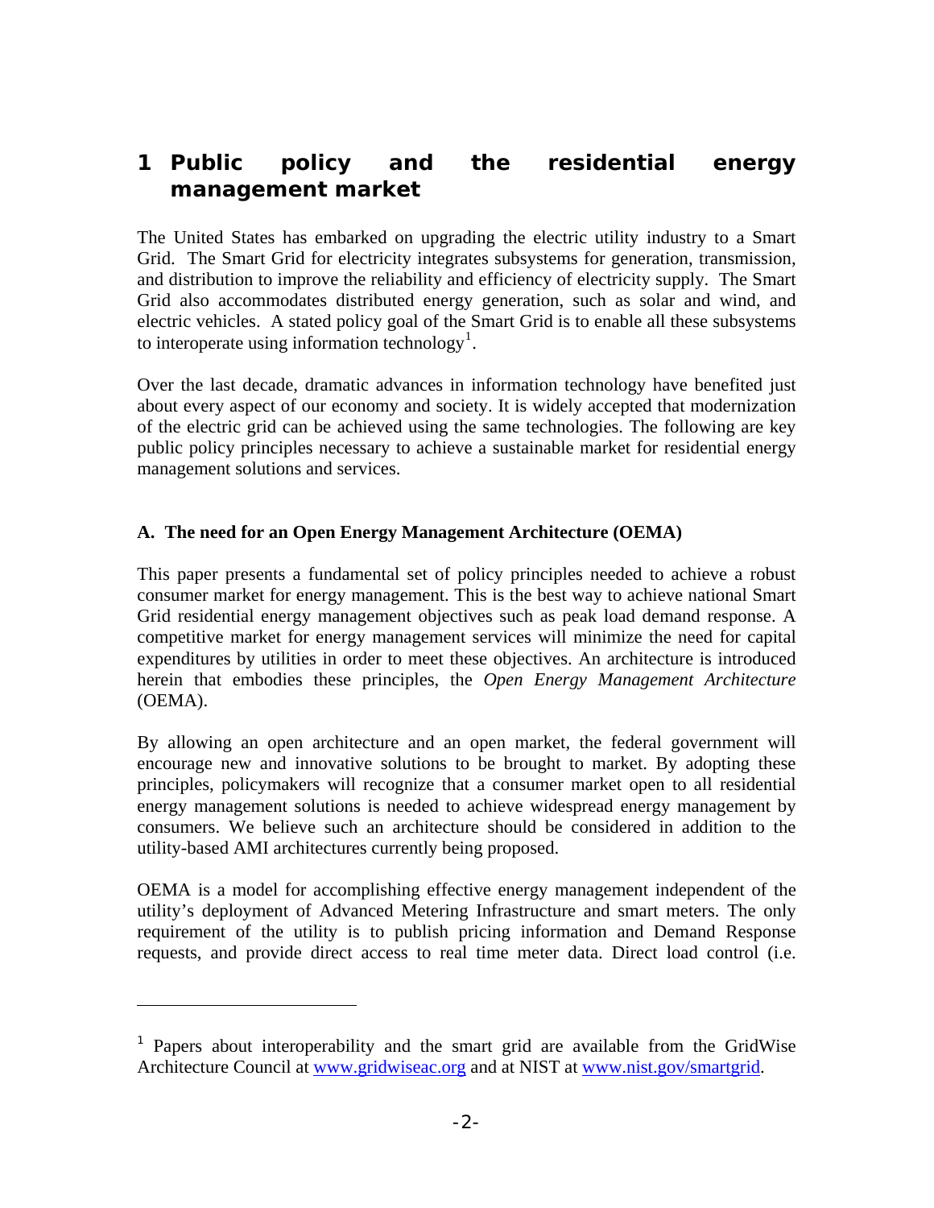# 1 Public policy and the residential energy management market

The United States has embarked on upgrading the electric utility industry to a Smart Grid. The Smart Grid for electricity integrates subsystems for generation, transmission, and distribution to improve the reliability and efficiency of electricity supply. The Smart Grid also accommodates distributed energy generation, such as solar and wind, and electric vehicles. A stated policy goal of the Smart Grid is to enable all these subsystems to interoperate using information technology[1].

Over the last decade, dramatic advances in information technology have benefited just about every aspect of our economy and society. It is widely accepted that modernization of the electric grid can be achieved using the same technologies. The following are key public policy principles necessary to achieve a sustainable market for residential energy management solutions and services.

### A. The need for an Open Energy Management Architecture (OEMA)

This paper presents a fundamental set of policy principles needed to achieve a robust consumer market for energy management. This is the best way to achieve national Smart Grid residential energy management objectives such as peak load demand response. A competitive market for energy management services will minimize the need for capital expenditures by utilities in order to meet these objectives. An architecture is introduced herein that embodies these principles, the *Open Energy Management Architecture* (OEMA).

By allowing an open architecture and an open market, the federal government will encourage new and innovative solutions to be brought to market. By adopting these principles, policymakers will recognize that a consumer market open to all residential energy management solutions is needed to achieve widespread energy management by consumers. We believe such an architecture should be considered in addition to the utility-based AMI architectures currently being proposed.

OEMA is a model for accomplishing effective energy management independent of the utility's deployment of Advanced Metering Infrastructure and smart meters. The only requirement of the utility is to publish pricing information and Demand Response requests, and provide direct access to real time meter data. Direct load control (i.e.

---

[1] Papers about interoperability and the smart grid are available from the GridWise Architecture Council at www.gridwiseac.org and at NIST at www.nist.gov/smartgrid.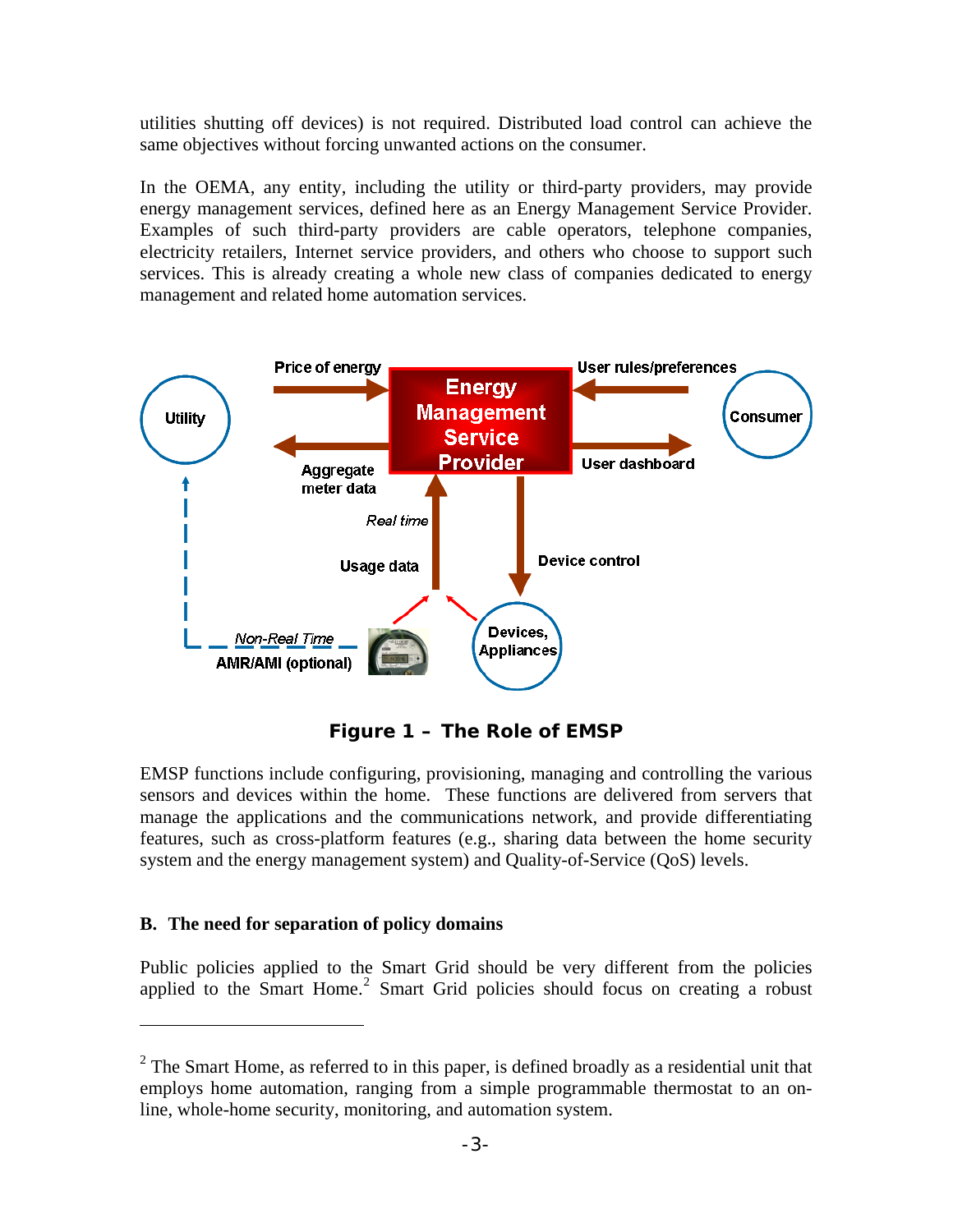utilities shutting off devices) is not required. Distributed load control can achieve the same objectives without forcing unwanted actions on the consumer.

In the OEMA, any entity, including the utility or third-party providers, may provide energy management services, defined here as an Energy Management Service Provider. Examples of such third-party providers are cable operators, telephone companies, electricity retailers, Internet service providers, and others who choose to support such services. This is already creating a whole new class of companies dedicated to energy management and related home automation services.

**Figure 1 – The Role of EMSP**

EMSP functions include configuring, provisioning, managing and controlling the various sensors and devices within the home. These functions are delivered from servers that manage the applications and the communications network, and provide differentiating features, such as cross-platform features (e.g., sharing data between the home security system and the energy management system) and Quality-of-Service (QoS) levels.

### B. The need for separation of policy domains

Public policies applied to the Smart Grid should be very different from the policies applied to the Smart Home.[2] Smart Grid policies should focus on creating a robust

---

[2] The Smart Home, as referred to in this paper, is defined broadly as a residential unit that employs home automation, ranging from a simple programmable thermostat to an on-line, whole-home security, monitoring, and automation system.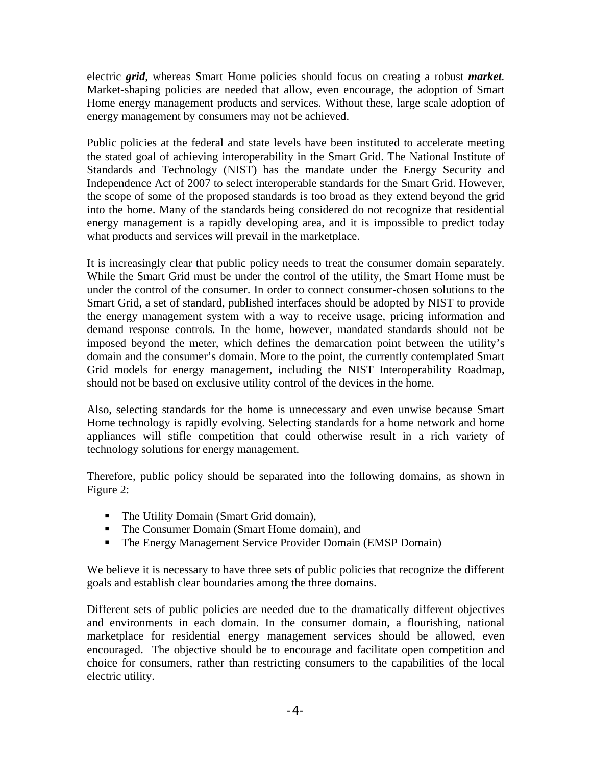electric ***grid***, whereas Smart Home policies should focus on creating a robust ***market***. Market-shaping policies are needed that allow, even encourage, the adoption of Smart Home energy management products and services. Without these, large scale adoption of energy management by consumers may not be achieved.

Public policies at the federal and state levels have been instituted to accelerate meeting the stated goal of achieving interoperability in the Smart Grid. The National Institute of Standards and Technology (NIST) has the mandate under the Energy Security and Independence Act of 2007 to select interoperable standards for the Smart Grid. However, the scope of some of the proposed standards is too broad as they extend beyond the grid into the home. Many of the standards being considered do not recognize that residential energy management is a rapidly developing area, and it is impossible to predict today what products and services will prevail in the marketplace.

It is increasingly clear that public policy needs to treat the consumer domain separately. While the Smart Grid must be under the control of the utility, the Smart Home must be under the control of the consumer. In order to connect consumer-chosen solutions to the Smart Grid, a set of standard, published interfaces should be adopted by NIST to provide the energy management system with a way to receive usage, pricing information and demand response controls. In the home, however, mandated standards should not be imposed beyond the meter, which defines the demarcation point between the utility's domain and the consumer's domain. More to the point, the currently contemplated Smart Grid models for energy management, including the NIST Interoperability Roadmap, should not be based on exclusive utility control of the devices in the home.

Also, selecting standards for the home is unnecessary and even unwise because Smart Home technology is rapidly evolving. Selecting standards for a home network and home appliances will stifle competition that could otherwise result in a rich variety of technology solutions for energy management.

Therefore, public policy should be separated into the following domains, as shown in Figure 2:

- The Utility Domain (Smart Grid domain),
- The Consumer Domain (Smart Home domain), and
- The Energy Management Service Provider Domain (EMSP Domain)

We believe it is necessary to have three sets of public policies that recognize the different goals and establish clear boundaries among the three domains.

Different sets of public policies are needed due to the dramatically different objectives and environments in each domain. In the consumer domain, a flourishing, national marketplace for residential energy management services should be allowed, even encouraged. The objective should be to encourage and facilitate open competition and choice for consumers, rather than restricting consumers to the capabilities of the local electric utility.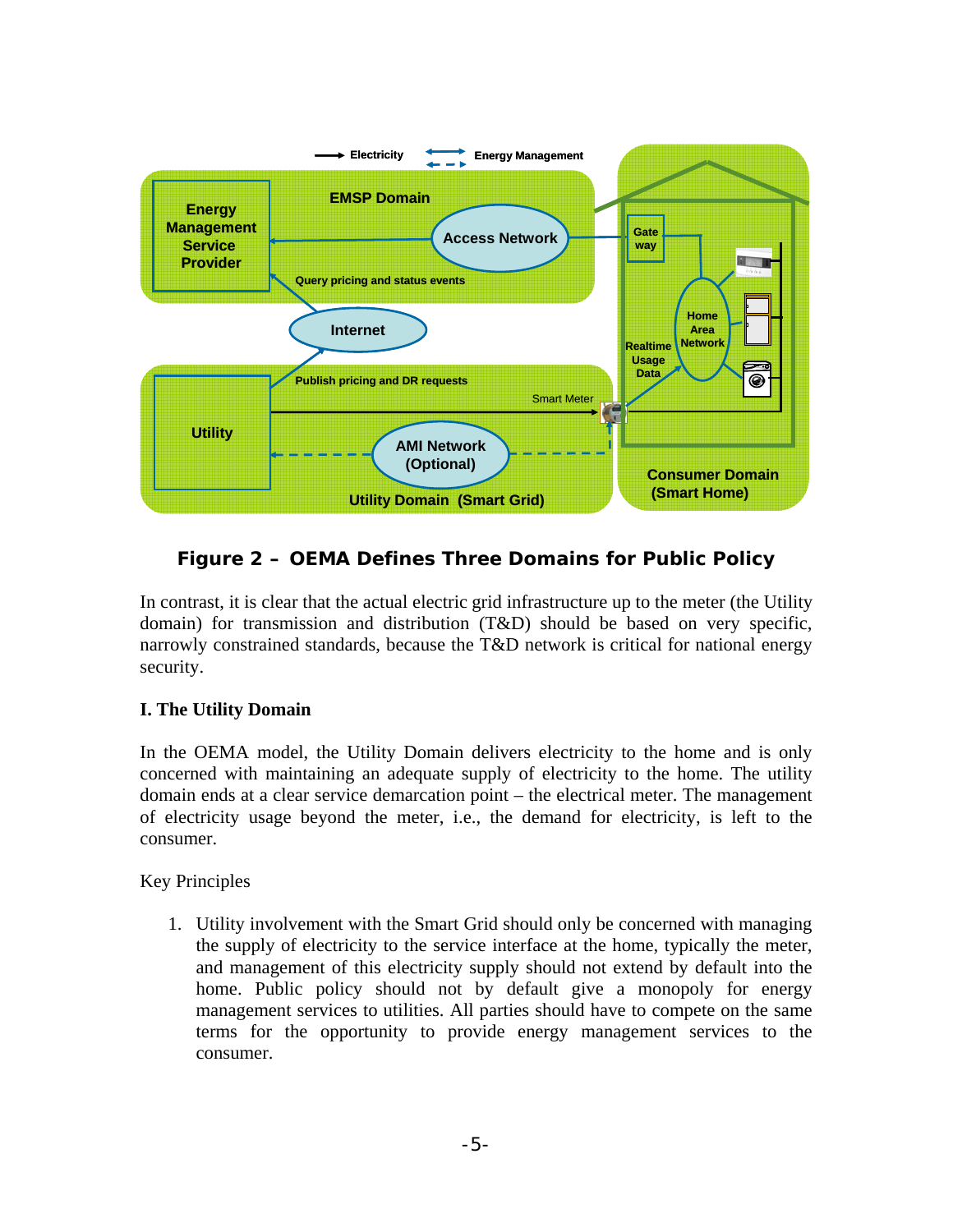**Figure 2 – OEMA Defines Three Domains for Public Policy**

In contrast, it is clear that the actual electric grid infrastructure up to the meter (the Utility domain) for transmission and distribution (T&D) should be based on very specific, narrowly constrained standards, because the T&D network is critical for national energy security.

**I. The Utility Domain**

In the OEMA model, the Utility Domain delivers electricity to the home and is only concerned with maintaining an adequate supply of electricity to the home. The utility domain ends at a clear service demarcation point – the electrical meter. The management of electricity usage beyond the meter, i.e., the demand for electricity, is left to the consumer.

Key Principles

1. Utility involvement with the Smart Grid should only be concerned with managing the supply of electricity to the service interface at the home, typically the meter, and management of this electricity supply should not extend by default into the home. Public policy should not by default give a monopoly for energy management services to utilities. All parties should have to compete on the same terms for the opportunity to provide energy management services to the consumer.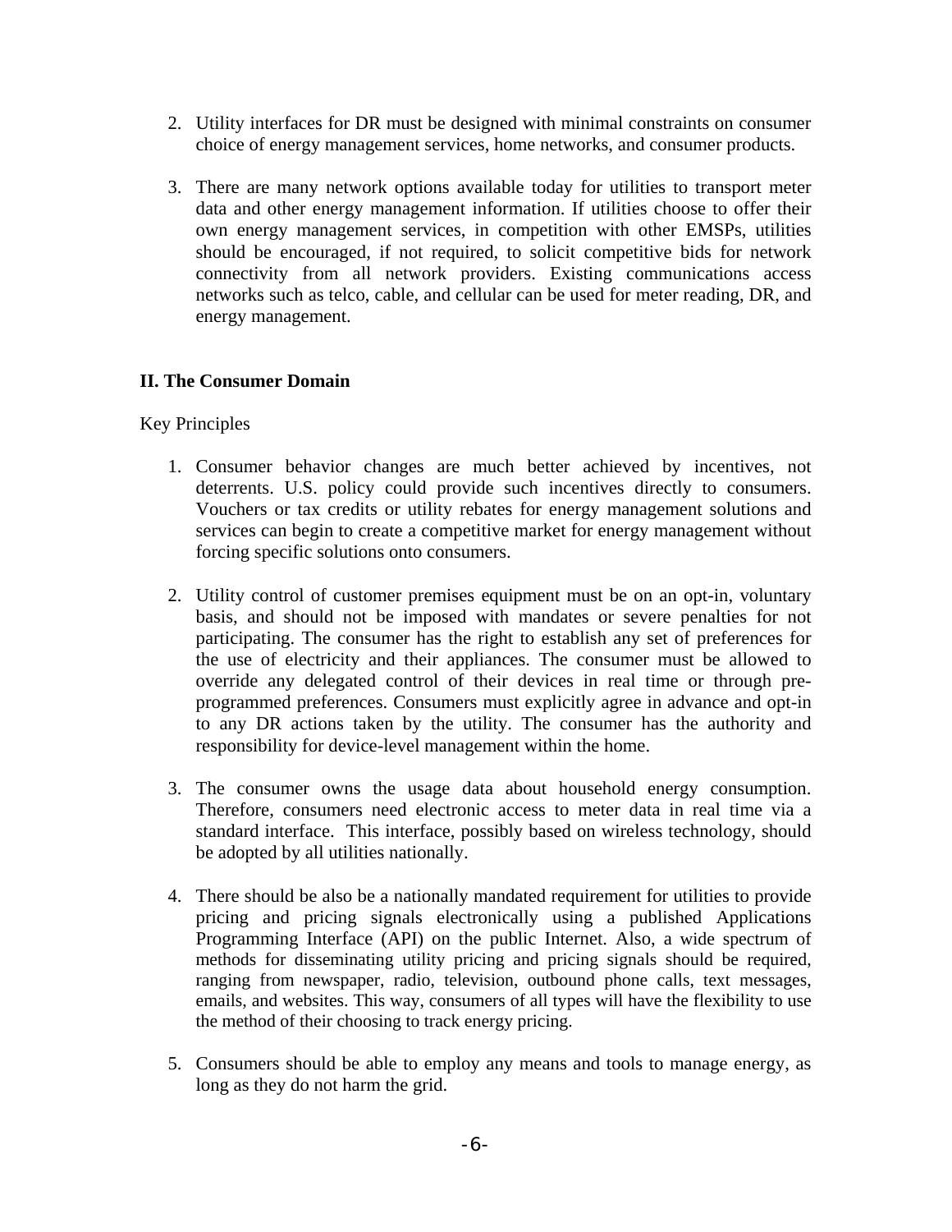2. Utility interfaces for DR must be designed with minimal constraints on consumer choice of energy management services, home networks, and consumer products.

3. There are many network options available today for utilities to transport meter data and other energy management information. If utilities choose to offer their own energy management services, in competition with other EMSPs, utilities should be encouraged, if not required, to solicit competitive bids for network connectivity from all network providers. Existing communications access networks such as telco, cable, and cellular can be used for meter reading, DR, and energy management.

## II. The Consumer Domain

Key Principles

1. Consumer behavior changes are much better achieved by incentives, not deterrents. U.S. policy could provide such incentives directly to consumers. Vouchers or tax credits or utility rebates for energy management solutions and services can begin to create a competitive market for energy management without forcing specific solutions onto consumers.

2. Utility control of customer premises equipment must be on an opt-in, voluntary basis, and should not be imposed with mandates or severe penalties for not participating. The consumer has the right to establish any set of preferences for the use of electricity and their appliances. The consumer must be allowed to override any delegated control of their devices in real time or through pre-programmed preferences. Consumers must explicitly agree in advance and opt-in to any DR actions taken by the utility. The consumer has the authority and responsibility for device-level management within the home.

3. The consumer owns the usage data about household energy consumption. Therefore, consumers need electronic access to meter data in real time via a standard interface. This interface, possibly based on wireless technology, should be adopted by all utilities nationally.

4. There should be also be a nationally mandated requirement for utilities to provide pricing and pricing signals electronically using a published Applications Programming Interface (API) on the public Internet. Also, a wide spectrum of methods for disseminating utility pricing and pricing signals should be required, ranging from newspaper, radio, television, outbound phone calls, text messages, emails, and websites. This way, consumers of all types will have the flexibility to use the method of their choosing to track energy pricing.

5. Consumers should be able to employ any means and tools to manage energy, as long as they do not harm the grid.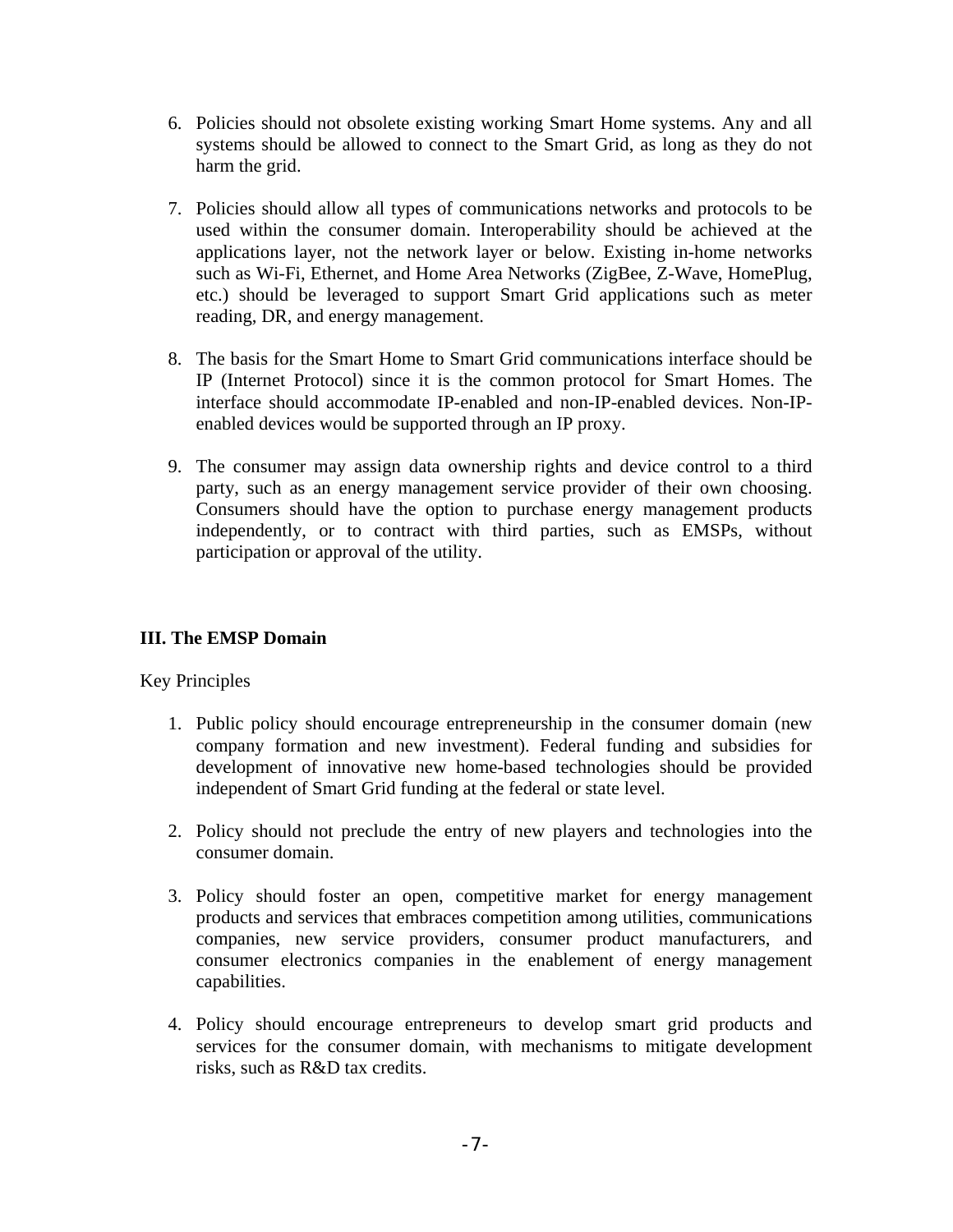6. Policies should not obsolete existing working Smart Home systems. Any and all systems should be allowed to connect to the Smart Grid, as long as they do not harm the grid.

7. Policies should allow all types of communications networks and protocols to be used within the consumer domain. Interoperability should be achieved at the applications layer, not the network layer or below. Existing in-home networks such as Wi-Fi, Ethernet, and Home Area Networks (ZigBee, Z-Wave, HomePlug, etc.) should be leveraged to support Smart Grid applications such as meter reading, DR, and energy management.

8. The basis for the Smart Home to Smart Grid communications interface should be IP (Internet Protocol) since it is the common protocol for Smart Homes. The interface should accommodate IP-enabled and non-IP-enabled devices. Non-IP-enabled devices would be supported through an IP proxy.

9. The consumer may assign data ownership rights and device control to a third party, such as an energy management service provider of their own choosing. Consumers should have the option to purchase energy management products independently, or to contract with third parties, such as EMSPs, without participation or approval of the utility.

**III. The EMSP Domain**

Key Principles

1. Public policy should encourage entrepreneurship in the consumer domain (new company formation and new investment). Federal funding and subsidies for development of innovative new home-based technologies should be provided independent of Smart Grid funding at the federal or state level.

2. Policy should not preclude the entry of new players and technologies into the consumer domain.

3. Policy should foster an open, competitive market for energy management products and services that embraces competition among utilities, communications companies, new service providers, consumer product manufacturers, and consumer electronics companies in the enablement of energy management capabilities.

4. Policy should encourage entrepreneurs to develop smart grid products and services for the consumer domain, with mechanisms to mitigate development risks, such as R&D tax credits.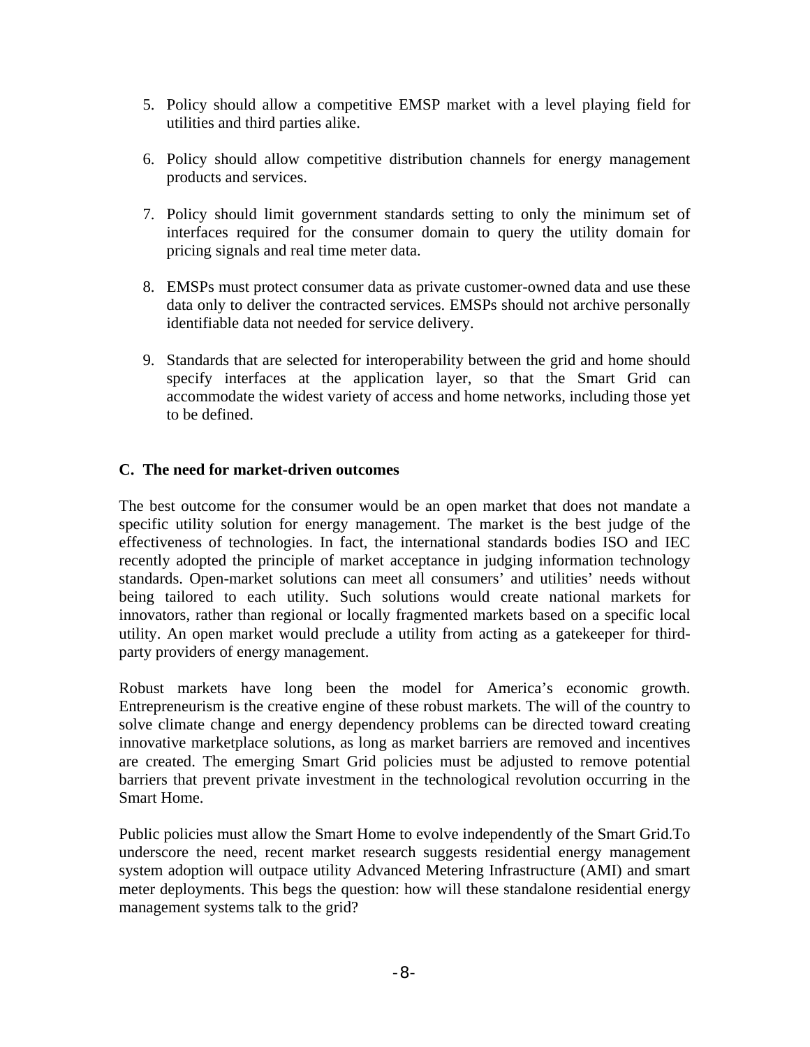5. Policy should allow a competitive EMSP market with a level playing field for utilities and third parties alike.

6. Policy should allow competitive distribution channels for energy management products and services.

7. Policy should limit government standards setting to only the minimum set of interfaces required for the consumer domain to query the utility domain for pricing signals and real time meter data.

8. EMSPs must protect consumer data as private customer-owned data and use these data only to deliver the contracted services. EMSPs should not archive personally identifiable data not needed for service delivery.

9. Standards that are selected for interoperability between the grid and home should specify interfaces at the application layer, so that the Smart Grid can accommodate the widest variety of access and home networks, including those yet to be defined.

### C. The need for market-driven outcomes

The best outcome for the consumer would be an open market that does not mandate a specific utility solution for energy management. The market is the best judge of the effectiveness of technologies. In fact, the international standards bodies ISO and IEC recently adopted the principle of market acceptance in judging information technology standards. Open-market solutions can meet all consumers' and utilities' needs without being tailored to each utility. Such solutions would create national markets for innovators, rather than regional or locally fragmented markets based on a specific local utility. An open market would preclude a utility from acting as a gatekeeper for third-party providers of energy management.

Robust markets have long been the model for America's economic growth. Entrepreneurism is the creative engine of these robust markets. The will of the country to solve climate change and energy dependency problems can be directed toward creating innovative marketplace solutions, as long as market barriers are removed and incentives are created. The emerging Smart Grid policies must be adjusted to remove potential barriers that prevent private investment in the technological revolution occurring in the Smart Home.

Public policies must allow the Smart Home to evolve independently of the Smart Grid.To underscore the need, recent market research suggests residential energy management system adoption will outpace utility Advanced Metering Infrastructure (AMI) and smart meter deployments. This begs the question: how will these standalone residential energy management systems talk to the grid?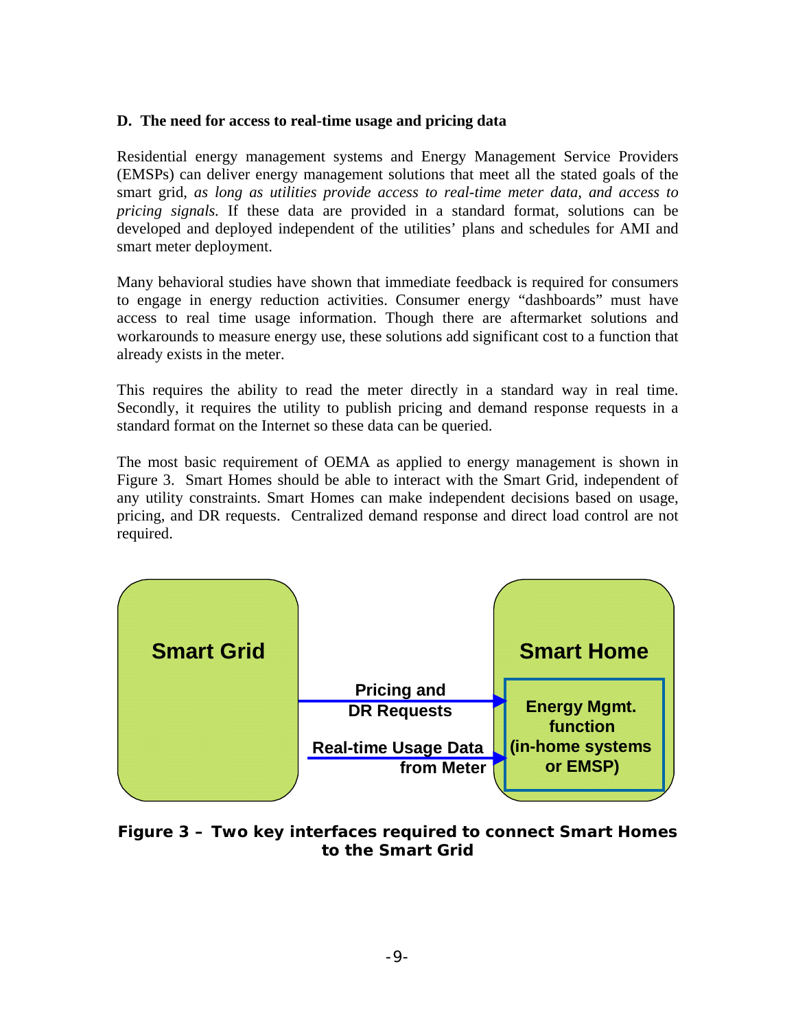### D. The need for access to real-time usage and pricing data

Residential energy management systems and Energy Management Service Providers (EMSPs) can deliver energy management solutions that meet all the stated goals of the smart grid, *as long as utilities provide access to real-time meter data, and access to pricing signals.* If these data are provided in a standard format, solutions can be developed and deployed independent of the utilities' plans and schedules for AMI and smart meter deployment.

Many behavioral studies have shown that immediate feedback is required for consumers to engage in energy reduction activities. Consumer energy "dashboards" must have access to real time usage information. Though there are aftermarket solutions and workarounds to measure energy use, these solutions add significant cost to a function that already exists in the meter.

This requires the ability to read the meter directly in a standard way in real time. Secondly, it requires the utility to publish pricing and demand response requests in a standard format on the Internet so these data can be queried.

The most basic requirement of OEMA as applied to energy management is shown in Figure 3. Smart Homes should be able to interact with the Smart Grid, independent of any utility constraints. Smart Homes can make independent decisions based on usage, pricing, and DR requests. Centralized demand response and direct load control are not required.

Smart Grid

Pricing and DR Requests

Real-time Usage Data from Meter

Smart Home

Energy Mgmt. function (in-home systems or EMSP)

**Figure 3 – Two key interfaces required to connect Smart Homes to the Smart Grid**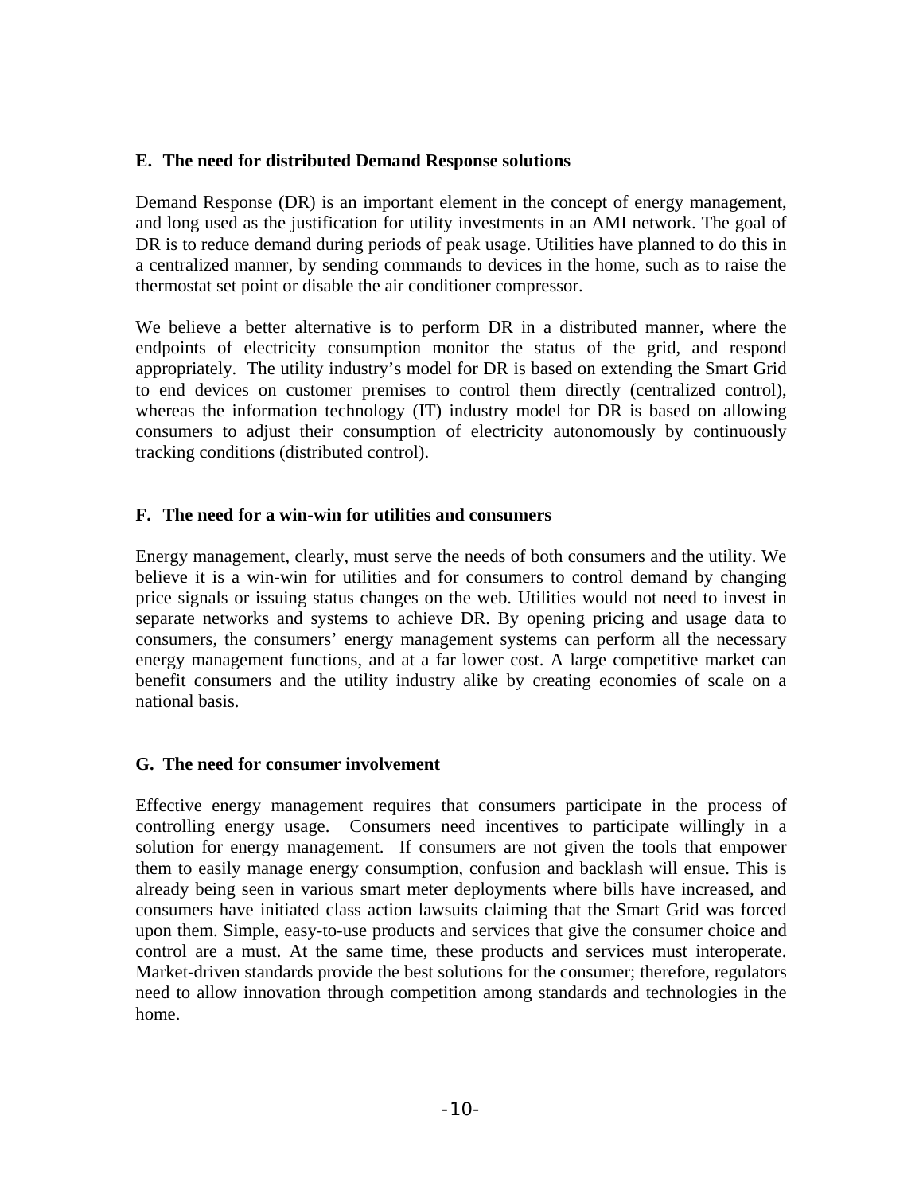### E. The need for distributed Demand Response solutions

Demand Response (DR) is an important element in the concept of energy management, and long used as the justification for utility investments in an AMI network. The goal of DR is to reduce demand during periods of peak usage. Utilities have planned to do this in a centralized manner, by sending commands to devices in the home, such as to raise the thermostat set point or disable the air conditioner compressor.

We believe a better alternative is to perform DR in a distributed manner, where the endpoints of electricity consumption monitor the status of the grid, and respond appropriately. The utility industry's model for DR is based on extending the Smart Grid to end devices on customer premises to control them directly (centralized control), whereas the information technology (IT) industry model for DR is based on allowing consumers to adjust their consumption of electricity autonomously by continuously tracking conditions (distributed control).

### F. The need for a win-win for utilities and consumers

Energy management, clearly, must serve the needs of both consumers and the utility. We believe it is a win-win for utilities and for consumers to control demand by changing price signals or issuing status changes on the web. Utilities would not need to invest in separate networks and systems to achieve DR. By opening pricing and usage data to consumers, the consumers' energy management systems can perform all the necessary energy management functions, and at a far lower cost. A large competitive market can benefit consumers and the utility industry alike by creating economies of scale on a national basis.

### G. The need for consumer involvement

Effective energy management requires that consumers participate in the process of controlling energy usage. Consumers need incentives to participate willingly in a solution for energy management. If consumers are not given the tools that empower them to easily manage energy consumption, confusion and backlash will ensue. This is already being seen in various smart meter deployments where bills have increased, and consumers have initiated class action lawsuits claiming that the Smart Grid was forced upon them. Simple, easy-to-use products and services that give the consumer choice and control are a must. At the same time, these products and services must interoperate. Market-driven standards provide the best solutions for the consumer; therefore, regulators need to allow innovation through competition among standards and technologies in the home.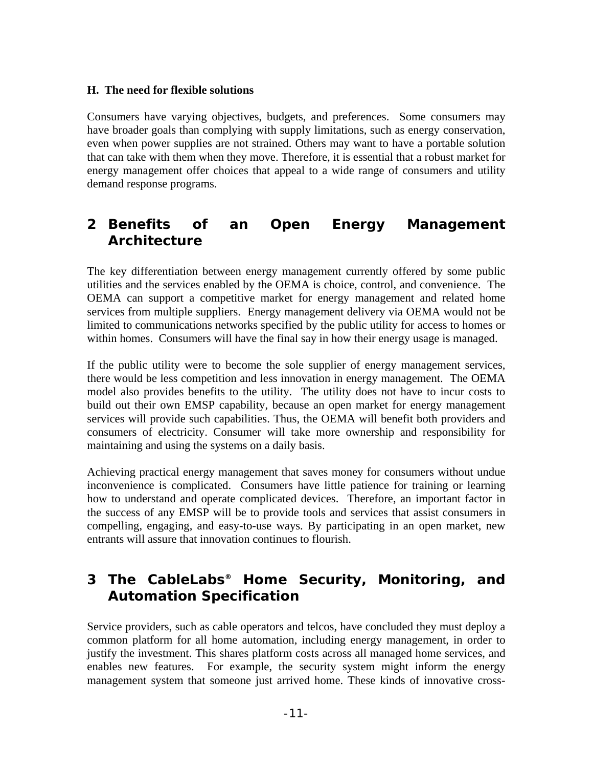### H. The need for flexible solutions

Consumers have varying objectives, budgets, and preferences. Some consumers may have broader goals than complying with supply limitations, such as energy conservation, even when power supplies are not strained. Others may want to have a portable solution that can take with them when they move. Therefore, it is essential that a robust market for energy management offer choices that appeal to a wide range of consumers and utility demand response programs.

## 2 Benefits of an Open Energy Management Architecture

The key differentiation between energy management currently offered by some public utilities and the services enabled by the OEMA is choice, control, and convenience. The OEMA can support a competitive market for energy management and related home services from multiple suppliers. Energy management delivery via OEMA would not be limited to communications networks specified by the public utility for access to homes or within homes. Consumers will have the final say in how their energy usage is managed.

If the public utility were to become the sole supplier of energy management services, there would be less competition and less innovation in energy management. The OEMA model also provides benefits to the utility. The utility does not have to incur costs to build out their own EMSP capability, because an open market for energy management services will provide such capabilities. Thus, the OEMA will benefit both providers and consumers of electricity. Consumer will take more ownership and responsibility for maintaining and using the systems on a daily basis.

Achieving practical energy management that saves money for consumers without undue inconvenience is complicated. Consumers have little patience for training or learning how to understand and operate complicated devices. Therefore, an important factor in the success of any EMSP will be to provide tools and services that assist consumers in compelling, engaging, and easy-to-use ways. By participating in an open market, new entrants will assure that innovation continues to flourish.

## 3 The CableLabs® Home Security, Monitoring, and Automation Specification

Service providers, such as cable operators and telcos, have concluded they must deploy a common platform for all home automation, including energy management, in order to justify the investment. This shares platform costs across all managed home services, and enables new features. For example, the security system might inform the energy management system that someone just arrived home. These kinds of innovative cross-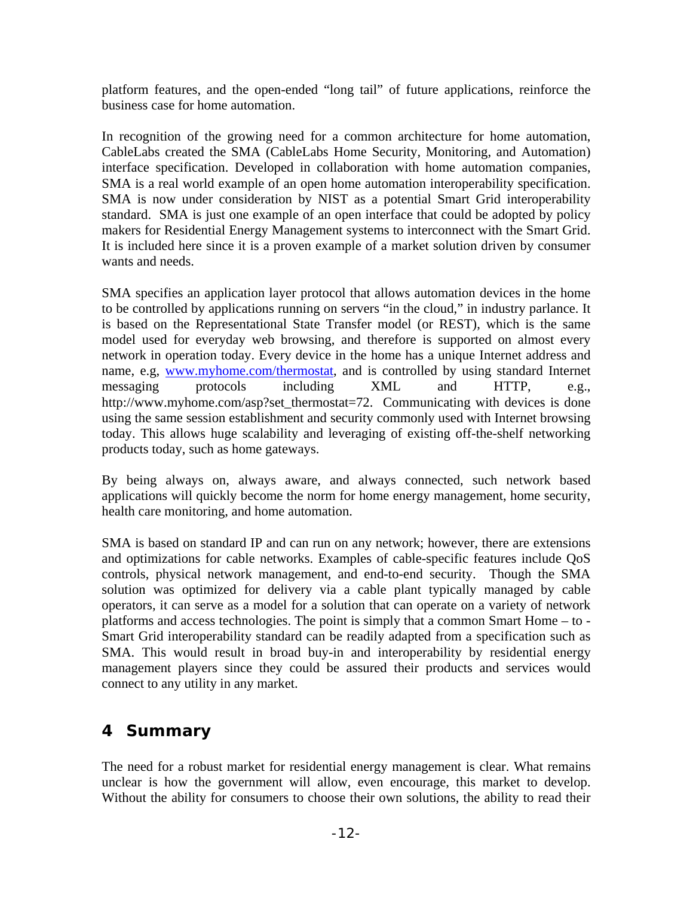platform features, and the open-ended "long tail" of future applications, reinforce the business case for home automation.

In recognition of the growing need for a common architecture for home automation, CableLabs created the SMA (CableLabs Home Security, Monitoring, and Automation) interface specification. Developed in collaboration with home automation companies, SMA is a real world example of an open home automation interoperability specification. SMA is now under consideration by NIST as a potential Smart Grid interoperability standard. SMA is just one example of an open interface that could be adopted by policy makers for Residential Energy Management systems to interconnect with the Smart Grid. It is included here since it is a proven example of a market solution driven by consumer wants and needs.

SMA specifies an application layer protocol that allows automation devices in the home to be controlled by applications running on servers "in the cloud," in industry parlance. It is based on the Representational State Transfer model (or REST), which is the same model used for everyday web browsing, and therefore is supported on almost every network in operation today. Every device in the home has a unique Internet address and name, e.g, [www.myhome.com/thermostat](www.myhome.com/thermostat), and is controlled by using standard Internet messaging protocols including XML and HTTP, e.g., http://www.myhome.com/asp?set_thermostat=72. Communicating with devices is done using the same session establishment and security commonly used with Internet browsing today. This allows huge scalability and leveraging of existing off-the-shelf networking products today, such as home gateways.

By being always on, always aware, and always connected, such network based applications will quickly become the norm for home energy management, home security, health care monitoring, and home automation.

SMA is based on standard IP and can run on any network; however, there are extensions and optimizations for cable networks. Examples of cable-specific features include QoS controls, physical network management, and end-to-end security. Though the SMA solution was optimized for delivery via a cable plant typically managed by cable operators, it can serve as a model for a solution that can operate on a variety of network platforms and access technologies. The point is simply that a common Smart Home – to - Smart Grid interoperability standard can be readily adapted from a specification such as SMA. This would result in broad buy-in and interoperability by residential energy management players since they could be assured their products and services would connect to any utility in any market.

# 4 Summary

The need for a robust market for residential energy management is clear. What remains unclear is how the government will allow, even encourage, this market to develop. Without the ability for consumers to choose their own solutions, the ability to read their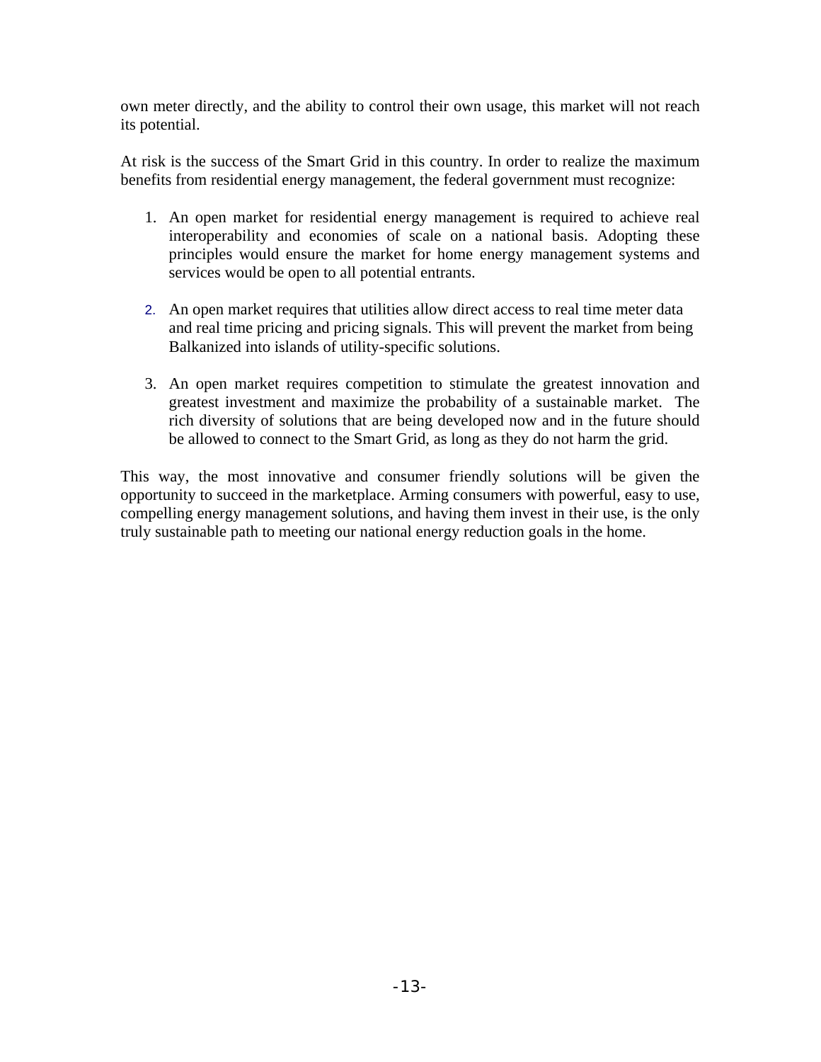own meter directly, and the ability to control their own usage, this market will not reach its potential.

At risk is the success of the Smart Grid in this country. In order to realize the maximum benefits from residential energy management, the federal government must recognize:

1. An open market for residential energy management is required to achieve real interoperability and economies of scale on a national basis. Adopting these principles would ensure the market for home energy management systems and services would be open to all potential entrants.

2. An open market requires that utilities allow direct access to real time meter data and real time pricing and pricing signals. This will prevent the market from being Balkanized into islands of utility-specific solutions.

3. An open market requires competition to stimulate the greatest innovation and greatest investment and maximize the probability of a sustainable market. The rich diversity of solutions that are being developed now and in the future should be allowed to connect to the Smart Grid, as long as they do not harm the grid.

This way, the most innovative and consumer friendly solutions will be given the opportunity to succeed in the marketplace. Arming consumers with powerful, easy to use, compelling energy management solutions, and having them invest in their use, is the only truly sustainable path to meeting our national energy reduction goals in the home.